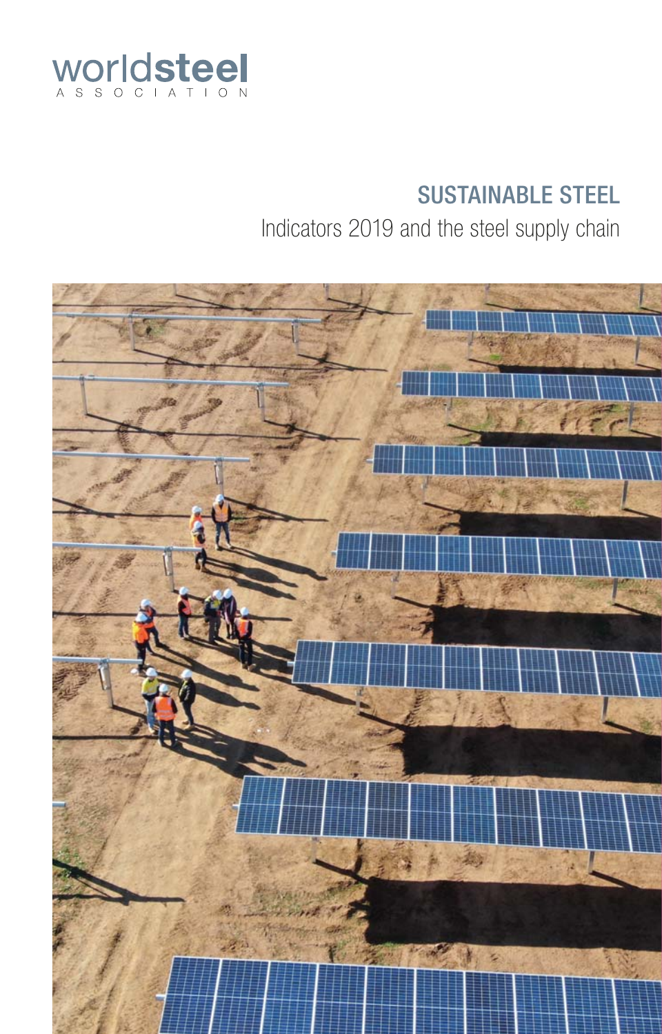worldsteel

ASSOCIATION

# SUSTAINABLE STEEL

Indicators 2019 and the steel supply chain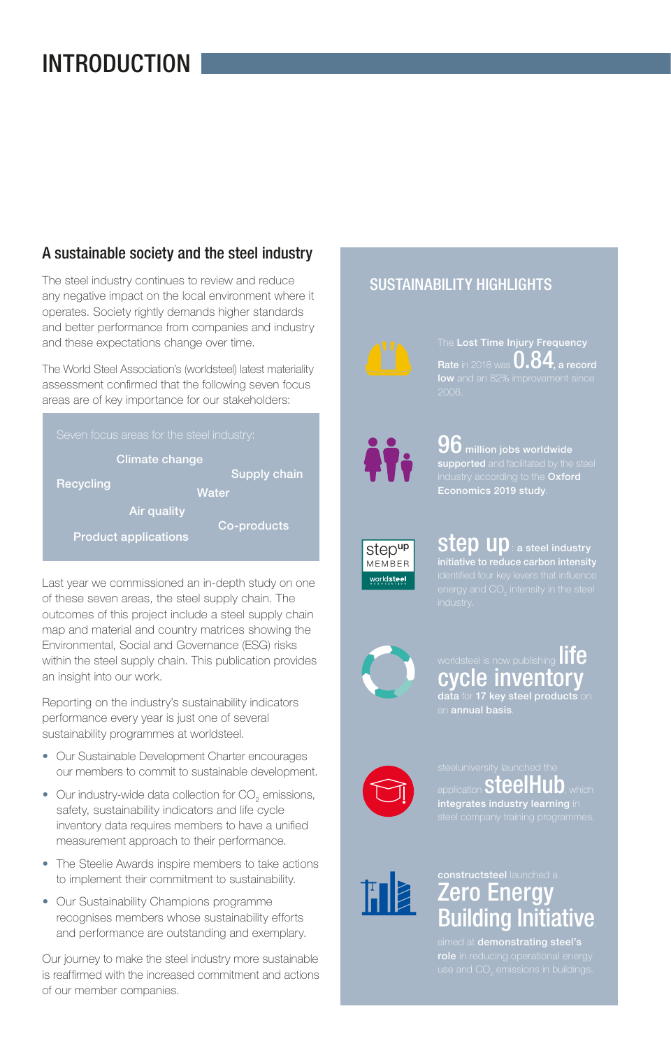# INTRODUCTION

## A sustainable society and the steel industry

The steel industry continues to review and reduce any negative impact on the local environment where it operates. Society rightly demands higher standards and better performance from companies and industry and these expectations change over time.

The World Steel Association's (worldsteel) latest materiality assessment confirmed that the following seven focus areas are of key importance for our stakeholders:

Seven focus areas for the steel industry:

- Climate change
- Supply chain
- Recycling
- Water
- Air quality
- Co-products
- Product applications

Last year we commissioned an in-depth study on one of these seven areas, the steel supply chain. The outcomes of this project include a steel supply chain map and material and country matrices showing the Environmental, Social and Governance (ESG) risks within the steel supply chain. This publication provides an insight into our work.

Reporting on the industry's sustainability indicators performance every year is just one of several sustainability programmes at worldsteel.

- Our Sustainable Development Charter encourages our members to commit to sustainable development.
- Our industry-wide data collection for $CO_2$ emissions, safety, sustainability indicators and life cycle inventory data requires members to have a unified measurement approach to their performance.
- The Steelie Awards inspire members to take actions to implement their commitment to sustainability.
- Our Sustainability Champions programme recognises members whose sustainability efforts and performance are outstanding and exemplary.

Our journey to make the steel industry more sustainable is reaffirmed with the increased commitment and actions of our member companies.

## SUSTAINABILITY HIGHLIGHTS

The **Lost Time Injury Frequency Rate** in 2018 was **0.84**, **a record low** and an 82% improvement since 2006.

**96 million jobs worldwide supported** and facilitated by the steel industry according to the **Oxford Economics 2019 study**.

**step up**: **a steel industry initiative to reduce carbon intensity** identified four key levers that influence energy and $CO_2$ intensity in the steel industry.

worldsteel is now publishing **life cycle inventory data** for **17 key steel products** on an **annual basis**.

steeluniversity launched the application **steelHub**, which **integrates industry learning** in steel company training programmes.

**constructsteel** launched a **Zero Energy Building Initiative** aimed at **demonstrating steel's role** in reducing operational energy use and $CO_2$ emissions in buildings.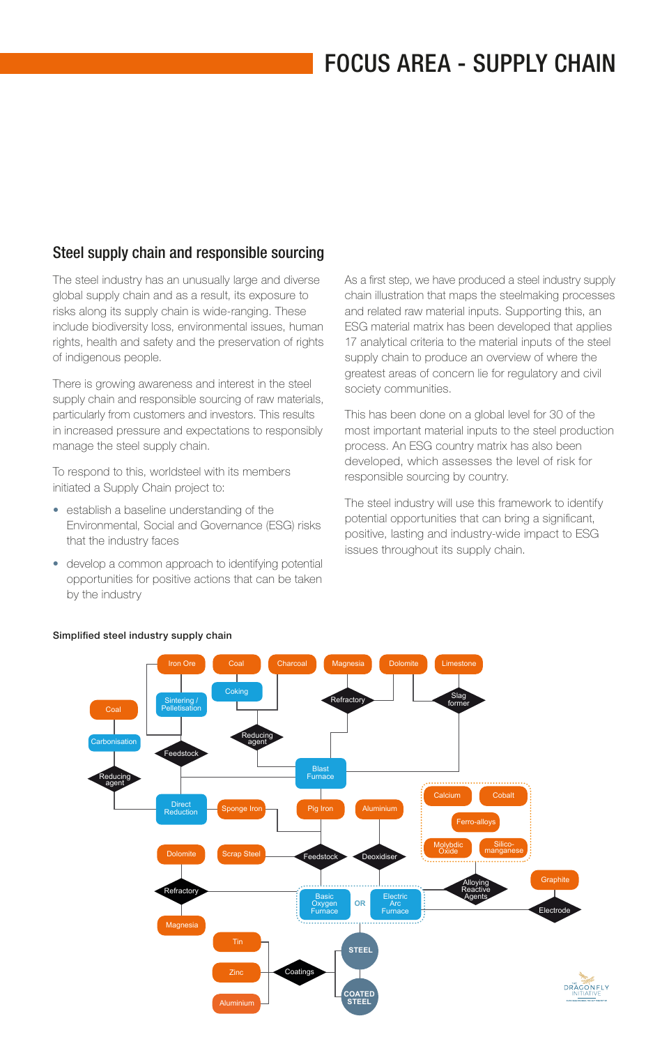# FOCUS AREA - SUPPLY CHAIN

## Steel supply chain and responsible sourcing

The steel industry has an unusually large and diverse global supply chain and as a result, its exposure to risks along its supply chain is wide-ranging. These include biodiversity loss, environmental issues, human rights, health and safety and the preservation of rights of indigenous people.

There is growing awareness and interest in the steel supply chain and responsible sourcing of raw materials, particularly from customers and investors. This results in increased pressure and expectations to responsibly manage the steel supply chain.

To respond to this, worldsteel with its members initiated a Supply Chain project to:

- establish a baseline understanding of the Environmental, Social and Governance (ESG) risks that the industry faces
- develop a common approach to identifying potential opportunities for positive actions that can be taken by the industry

As a first step, we have produced a steel industry supply chain illustration that maps the steelmaking processes and related raw material inputs. Supporting this, an ESG material matrix has been developed that applies 17 analytical criteria to the material inputs of the steel supply chain to produce an overview of where the greatest areas of concern lie for regulatory and civil society communities.

This has been done on a global level for 30 of the most important material inputs to the steel production process. An ESG country matrix has also been developed, which assesses the level of risk for responsible sourcing by country.

The steel industry will use this framework to identify potential opportunities that can bring a significant, positive, lasting and industry-wide impact to ESG issues throughout its supply chain.

**Simplified steel industry supply chain**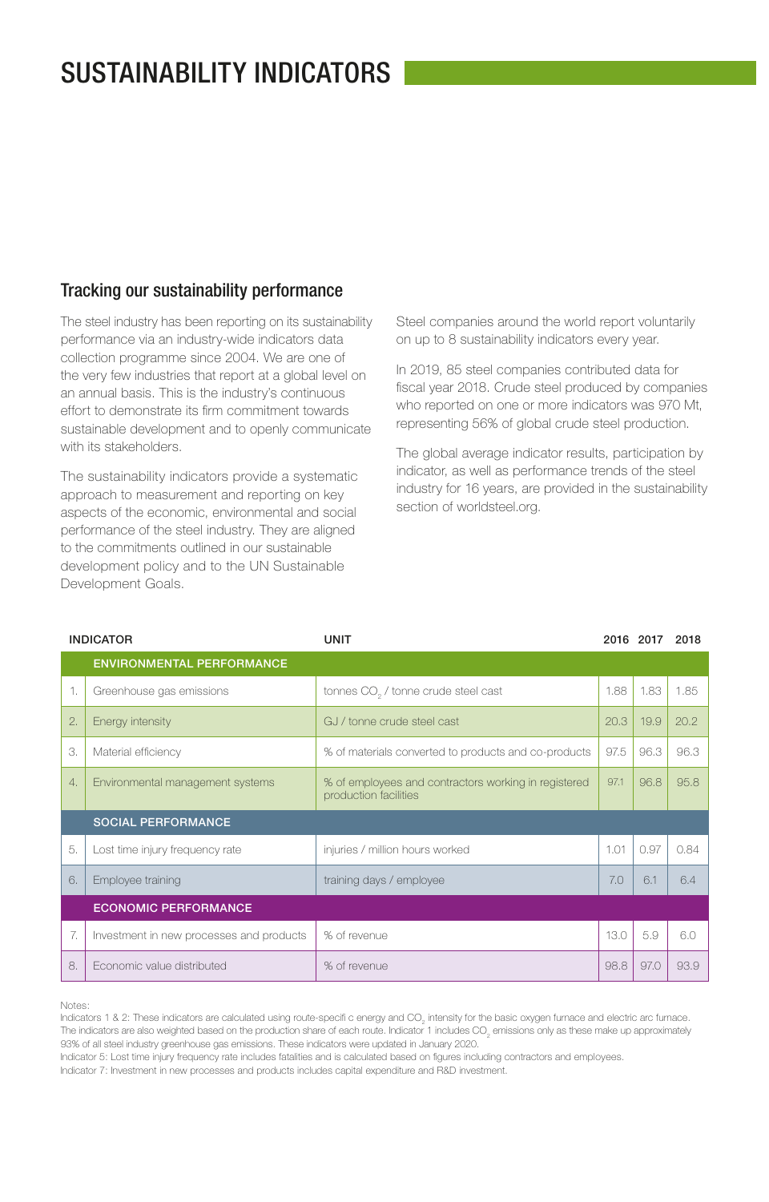# SUSTAINABILITY INDICATORS

## Tracking our sustainability performance

The steel industry has been reporting on its sustainability performance via an industry-wide indicators data collection programme since 2004. We are one of the very few industries that report at a global level on an annual basis. This is the industry's continuous effort to demonstrate its firm commitment towards sustainable development and to openly communicate with its stakeholders.

The sustainability indicators provide a systematic approach to measurement and reporting on key aspects of the economic, environmental and social performance of the steel industry. They are aligned to the commitments outlined in our sustainable development policy and to the UN Sustainable Development Goals.

Steel companies around the world report voluntarily on up to 8 sustainability indicators every year.

In 2019, 85 steel companies contributed data for fiscal year 2018. Crude steel produced by companies who reported on one or more indicators was 970 Mt, representing 56% of global crude steel production.

The global average indicator results, participation by indicator, as well as performance trends of the steel industry for 16 years, are provided in the sustainability section of worldsteel.org.

| | INDICATOR | UNIT | 2016 | 2017 | 2018 |
|---|---|---|---|---|---|
| | **ENVIRONMENTAL PERFORMANCE** | | | | |
| 1. | Greenhouse gas emissions | tonnes $CO_2$ / tonne crude steel cast | 1.88 | 1.83 | 1.85 |
| 2. | Energy intensity | GJ / tonne crude steel cast | 20.3 | 19.9 | 20.2 |
| 3. | Material efficiency | % of materials converted to products and co-products | 97.5 | 96.3 | 96.3 |
| 4. | Environmental management systems | % of employees and contractors working in registered production facilities | 97.1 | 96.8 | 95.8 |
| | **SOCIAL PERFORMANCE** | | | | |
| 5. | Lost time injury frequency rate | injuries / million hours worked | 1.01 | 0.97 | 0.84 |
| 6. | Employee training | training days / employee | 7.0 | 6.1 | 6.4 |
| | **ECONOMIC PERFORMANCE** | | | | |
| 7. | Investment in new processes and products | % of revenue | 13.0 | 5.9 | 6.0 |
| 8. | Economic value distributed | % of revenue | 98.8 | 97.0 | 93.9 |

Notes:
Indicators 1 & 2: These indicators are calculated using route-specific energy and $CO_2$ intensity for the basic oxygen furnace and electric arc furnace. The indicators are also weighted based on the production share of each route. Indicator 1 includes $CO_2$ emissions only as these make up approximately 93% of all steel industry greenhouse gas emissions. These indicators were updated in January 2020.
Indicator 5: Lost time injury frequency rate includes fatalities and is calculated based on figures including contractors and employees.
Indicator 7: Investment in new processes and products includes capital expenditure and R&D investment.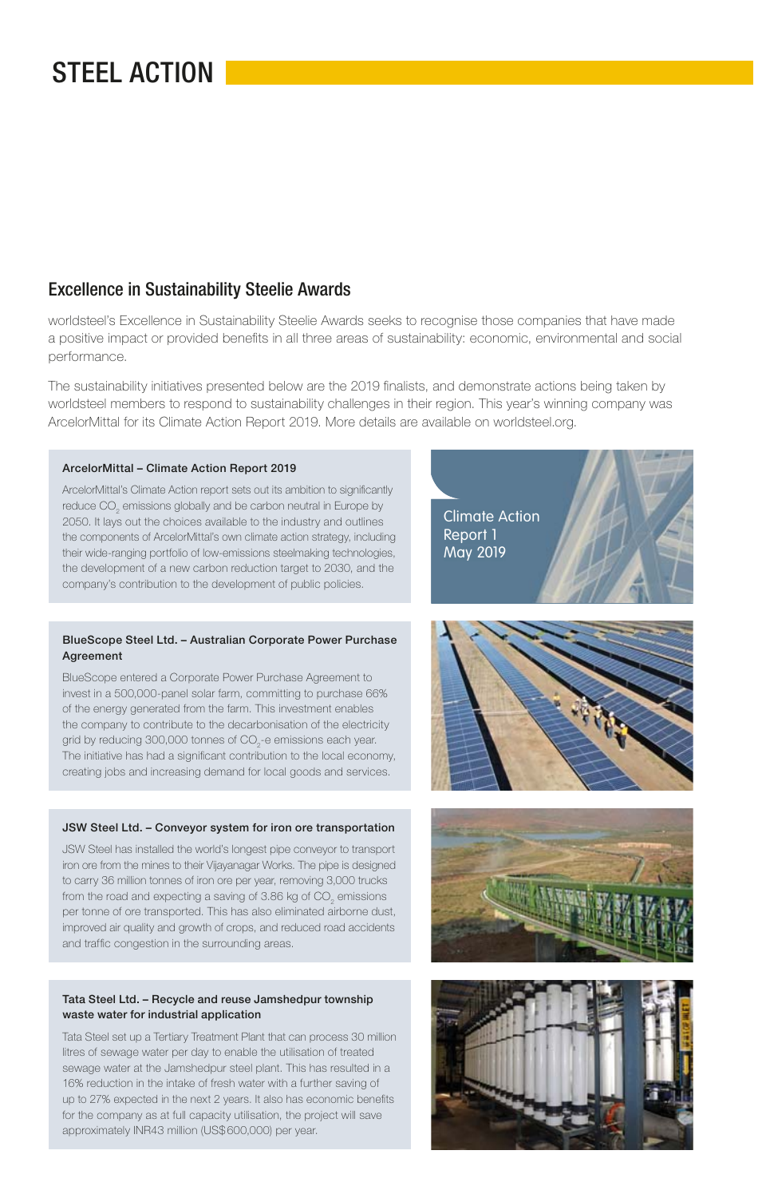# STEEL ACTION

## Excellence in Sustainability Steelie Awards

worldsteel's Excellence in Sustainability Steelie Awards seeks to recognise those companies that have made a positive impact or provided benefits in all three areas of sustainability: economic, environmental and social performance.

The sustainability initiatives presented below are the 2019 finalists, and demonstrate actions being taken by worldsteel members to respond to sustainability challenges in their region. This year's winning company was ArcelorMittal for its Climate Action Report 2019. More details are available on worldsteel.org.

### ArcelorMittal – Climate Action Report 2019

ArcelorMittal's Climate Action report sets out its ambition to significantly reduce $CO_2$ emissions globally and be carbon neutral in Europe by 2050. It lays out the choices available to the industry and outlines the components of ArcelorMittal's own climate action strategy, including their wide-ranging portfolio of low-emissions steelmaking technologies, the development of a new carbon reduction target to 2030, and the company's contribution to the development of public policies.

Climate Action Report 1 May 2019

### BlueScope Steel Ltd. – Australian Corporate Power Purchase Agreement

BlueScope entered a Corporate Power Purchase Agreement to invest in a 500,000-panel solar farm, committing to purchase 66% of the energy generated from the farm. This investment enables the company to contribute to the decarbonisation of the electricity grid by reducing 300,000 tonnes of $CO_2$-e emissions each year. The initiative has had a significant contribution to the local economy, creating jobs and increasing demand for local goods and services.

### JSW Steel Ltd. – Conveyor system for iron ore transportation

JSW Steel has installed the world's longest pipe conveyor to transport iron ore from the mines to their Vijayanagar Works. The pipe is designed to carry 36 million tonnes of iron ore per year, removing 3,000 trucks from the road and expecting a saving of 3.86 kg of $CO_2$ emissions per tonne of ore transported. This has also eliminated airborne dust, improved air quality and growth of crops, and reduced road accidents and traffic congestion in the surrounding areas.

### Tata Steel Ltd. – Recycle and reuse Jamshedpur township waste water for industrial application

Tata Steel set up a Tertiary Treatment Plant that can process 30 million litres of sewage water per day to enable the utilisation of treated sewage water at the Jamshedpur steel plant. This has resulted in a 16% reduction in the intake of fresh water with a further saving of up to 27% expected in the next 2 years. It also has economic benefits for the company as at full capacity utilisation, the project will save approximately INR43 million (US$600,000) per year.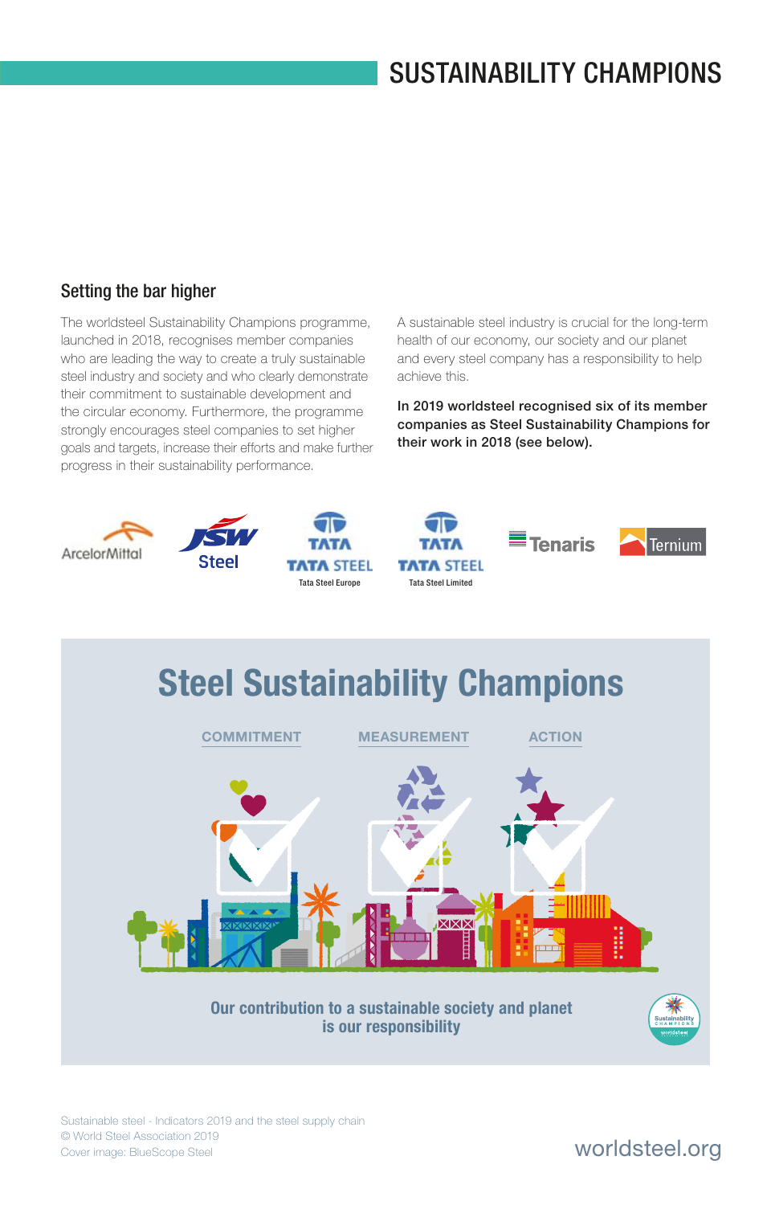# SUSTAINABILITY CHAMPIONS

## Setting the bar higher

The worldsteel Sustainability Champions programme, launched in 2018, recognises member companies who are leading the way to create a truly sustainable steel industry and society and who clearly demonstrate their commitment to sustainable development and the circular economy. Furthermore, the programme strongly encourages steel companies to set higher goals and targets, increase their efforts and make further progress in their sustainability performance.

A sustainable steel industry is crucial for the long-term health of our economy, our society and our planet and every steel company has a responsibility to help achieve this.

**In 2019 worldsteel recognised six of its member companies as Steel Sustainability Champions for their work in 2018 (see below).**

ArcelorMittal | JSW Steel | Tata Steel Europe | Tata Steel Limited | Tenaris | Ternium

## Steel Sustainability Champions

COMMITMENT | MEASUREMENT | ACTION

Our contribution to a sustainable society and planet is our responsibility

Sustainable steel - Indicators 2019 and the steel supply chain
© World Steel Association 2019
Cover image: BlueScope Steel

worldsteel.org